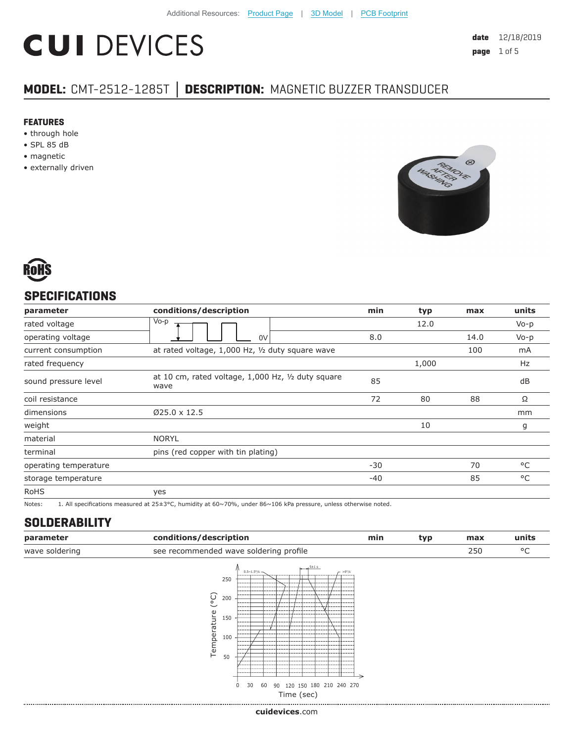Additional Resources: Product Page | 3D Model | PCB Footprint

# CUI DEVICES

date 12/18/2019

## MODEL: CMT-2512-1285T │ DESCRIPTION: MAGNETIC BUZZER TRANSDUCER

### FEATURES

- through hole
- SPL 85 dB
- magnetic
- externally driven

RoHS

## SPECIFICATIONS

| parameter | conditions/description | min | typ | max | units |
|---|---|---|---|---|---|
| rated voltage | Vo-p | | 12.0 | | Vo-p |
| operating voltage | 0V | 8.0 | | 14.0 | Vo-p |
| current consumption | at rated voltage, 1,000 Hz, ½ duty square wave | | | 100 | mA |
| rated frequency | | | 1,000 | | Hz |
| sound pressure level | at 10 cm, rated voltage, 1,000 Hz, ½ duty square wave | 85 | | | dB |
| coil resistance | | 72 | 80 | 88 | Ω |
| dimensions | Ø25.0 x 12.5 | | | | mm |
| weight | | | 10 | | g |
| material | NORYL | | | | |
| terminal | pins (red copper with tin plating) | | | | |
| operating temperature | | -30 | | 70 | °C |
| storage temperature | | -40 | | 85 | °C |
| RoHS | yes | | | | |

Notes: 1. All specifications measured at 25±3°C, humidity at 60~70%, under 86~106 kPa pressure, unless otherwise noted.

## SOLDERABILITY

| parameter | conditions/description | min | typ | max | units |
|---|---|---|---|---|---|
| wave soldering | see recommended wave soldering profile | | | 250 | °C |

0.5~1.5°/s
5±1 s
>6°/s
250
200
150
100
50
Temperature (°C)
0 30 60 90 120 150 180 210 240 270
Time (sec)

cuidevices.com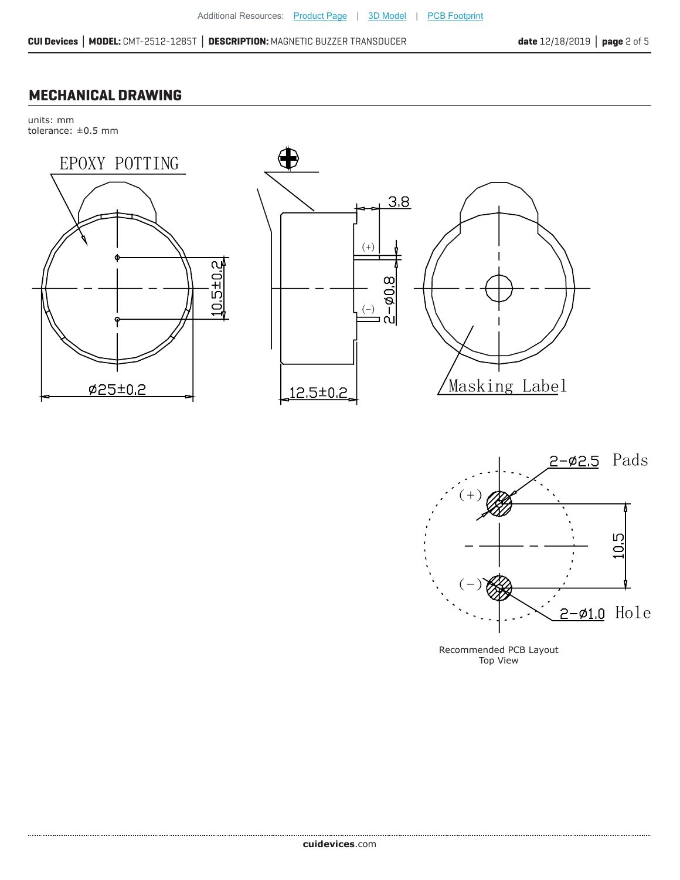## MECHANICAL DRAWING

units: mm
tolerance: ±0.5 mm

EPOXY POTTING

10.5±0.2

ø25±0.2

3.8

(+)

(−)

2-ø0.8

12.5±0.2

Masking Label

2-ø2.5 Pads

(+)

(−)

10.5

2-ø1.0 Hole

Recommended PCB Layout
Top View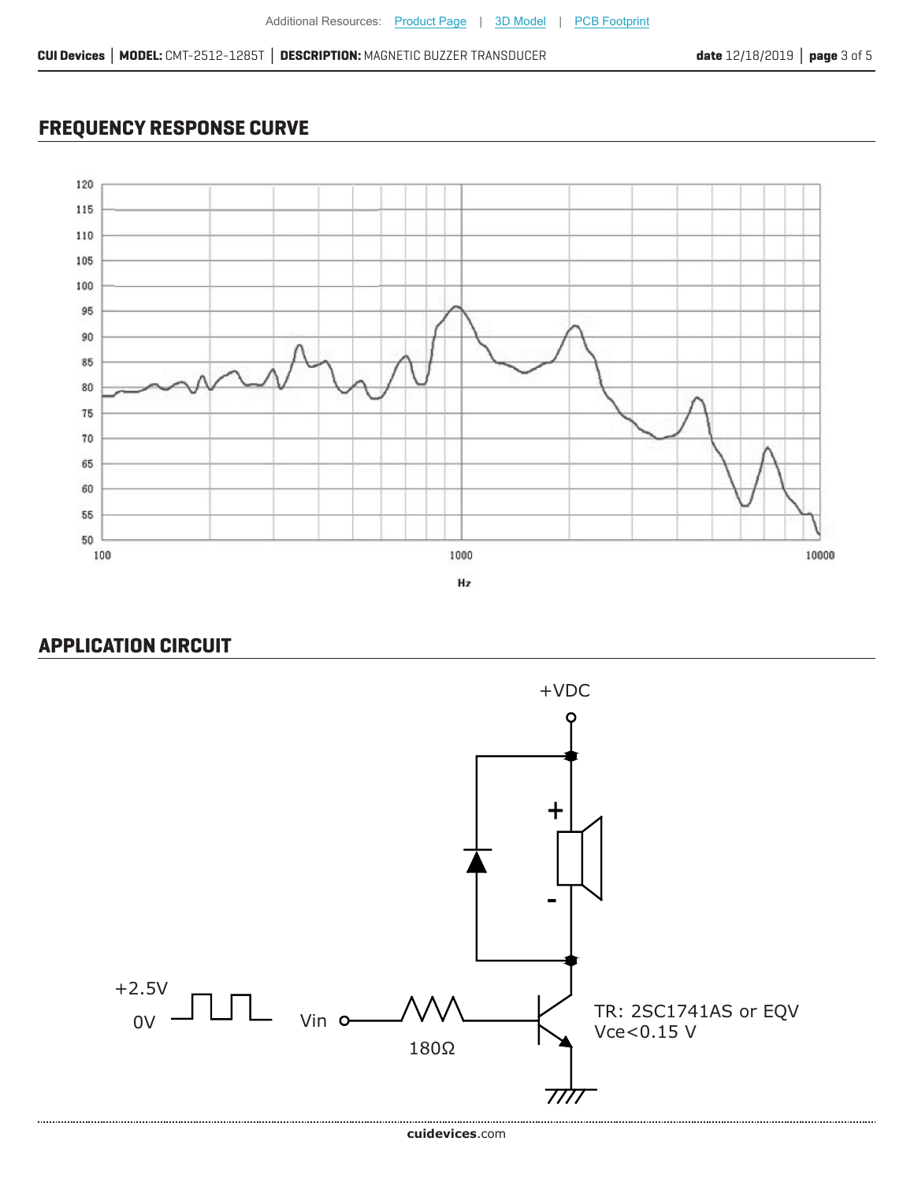## FREQUENCY RESPONSE CURVE

## APPLICATION CIRCUIT

+VDC

+

-

+2.5V

0V

Vin

180Ω

TR: 2SC1741AS or EQV

Vce<0.15 V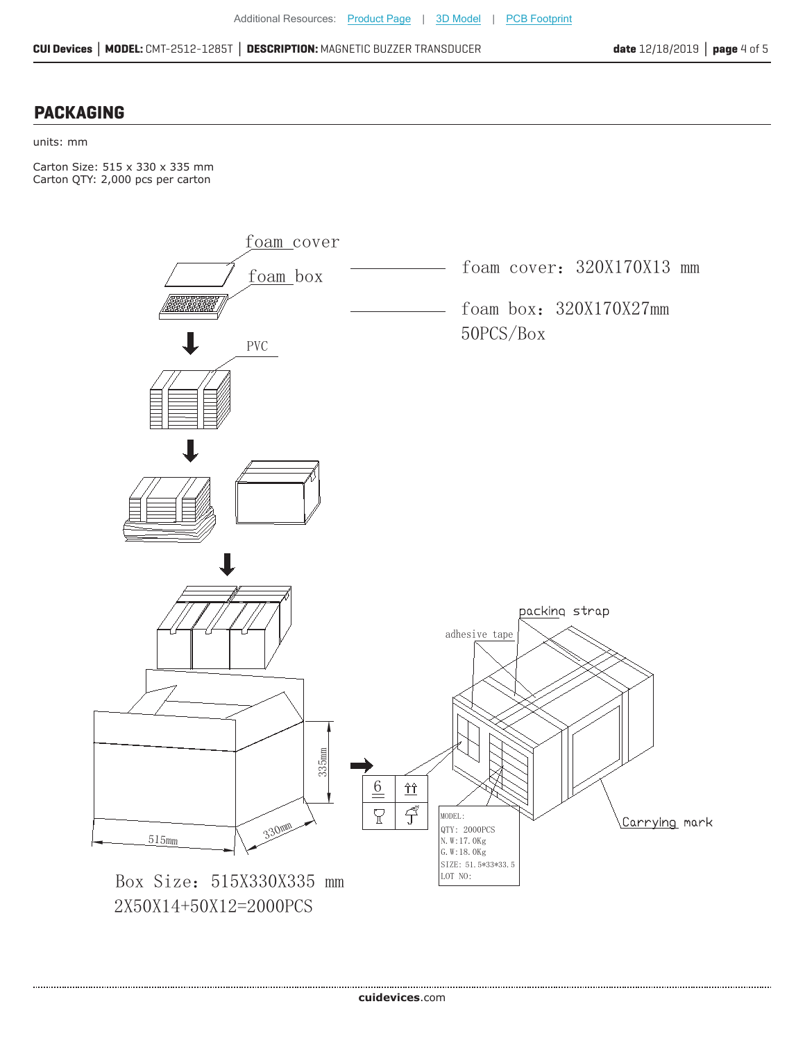## PACKAGING

units: mm

Carton Size: 515 x 330 x 335 mm
Carton QTY: 2,000 pcs per carton

foam cover

foam box

foam cover：320X170X13 mm

foam box：320X170X27mm
50PCS/Box

PVC

packing strap

adhesive tape

Carrying mark

335mm

515mm

330mm

MODEL:
QTY: 2000PCS
N.W:17.0Kg
G.W:18.0Kg
SIZE: 51.5*33*33.5
LOT NO:

Box Size：515X330X335 mm
2X50X14+50X12=2000PCS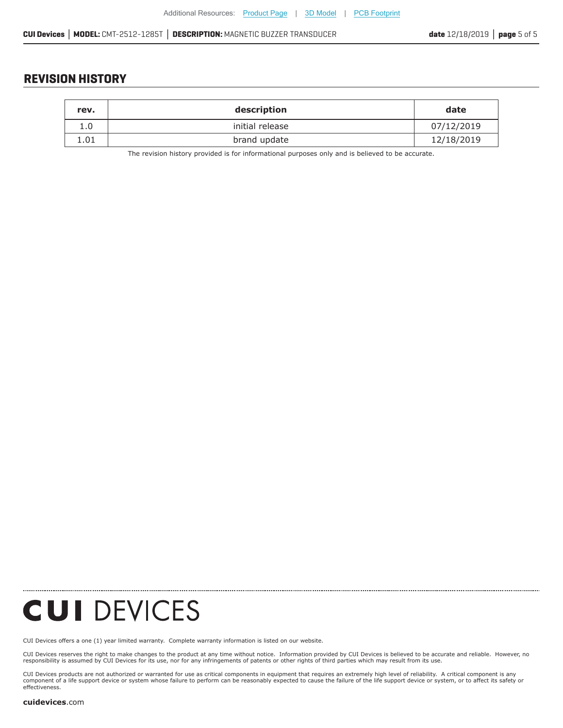## REVISION HISTORY

| rev. | description | date |
| --- | --- | --- |
| 1.0 | initial release | 07/12/2019 |
| 1.01 | brand update | 12/18/2019 |

The revision history provided is for informational purposes only and is believed to be accurate.

**CUI** DEVICES

CUI Devices offers a one (1) year limited warranty. Complete warranty information is listed on our website.

CUI Devices reserves the right to make changes to the product at any time without notice. Information provided by CUI Devices is believed to be accurate and reliable. However, no responsibility is assumed by CUI Devices for its use, nor for any infringements of patents or other rights of third parties which may result from its use.

CUI Devices products are not authorized or warranted for use as critical components in equipment that requires an extremely high level of reliability. A critical component is any component of a life support device or system whose failure to perform can be reasonably expected to cause the failure of the life support device or system, or to affect its safety or effectiveness.

**cuidevices**.com